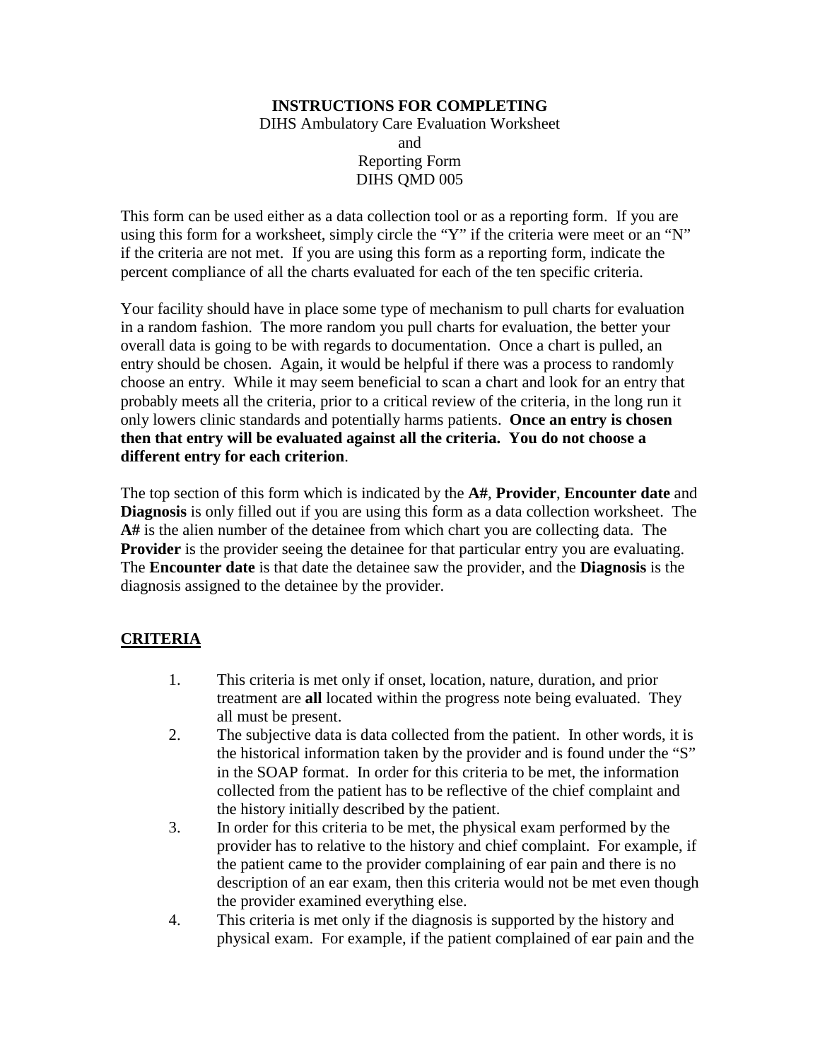**INSTRUCTIONS FOR COMPLETING**

DIHS Ambulatory Care Evaluation Worksheet
and
Reporting Form
DIHS QMD 005

This form can be used either as a data collection tool or as a reporting form. If you are using this form for a worksheet, simply circle the "Y" if the criteria were meet or an "N" if the criteria are not met. If you are using this form as a reporting form, indicate the percent compliance of all the charts evaluated for each of the ten specific criteria.

Your facility should have in place some type of mechanism to pull charts for evaluation in a random fashion. The more random you pull charts for evaluation, the better your overall data is going to be with regards to documentation. Once a chart is pulled, an entry should be chosen. Again, it would be helpful if there was a process to randomly choose an entry. While it may seem beneficial to scan a chart and look for an entry that probably meets all the criteria, prior to a critical review of the criteria, in the long run it only lowers clinic standards and potentially harms patients. **Once an entry is chosen then that entry will be evaluated against all the criteria. You do not choose a different entry for each criterion**.

The top section of this form which is indicated by the **A#**, **Provider**, **Encounter date** and **Diagnosis** is only filled out if you are using this form as a data collection worksheet. The **A#** is the alien number of the detainee from which chart you are collecting data. The **Provider** is the provider seeing the detainee for that particular entry you are evaluating. The **Encounter date** is that date the detainee saw the provider, and the **Diagnosis** is the diagnosis assigned to the detainee by the provider.

## <u>CRITERIA</u>

1. This criteria is met only if onset, location, nature, duration, and prior treatment are **all** located within the progress note being evaluated. They all must be present.
2. The subjective data is data collected from the patient. In other words, it is the historical information taken by the provider and is found under the "S" in the SOAP format. In order for this criteria to be met, the information collected from the patient has to be reflective of the chief complaint and the history initially described by the patient.
3. In order for this criteria to be met, the physical exam performed by the provider has to relative to the history and chief complaint. For example, if the patient came to the provider complaining of ear pain and there is no description of an ear exam, then this criteria would not be met even though the provider examined everything else.
4. This criteria is met only if the diagnosis is supported by the history and physical exam. For example, if the patient complained of ear pain and the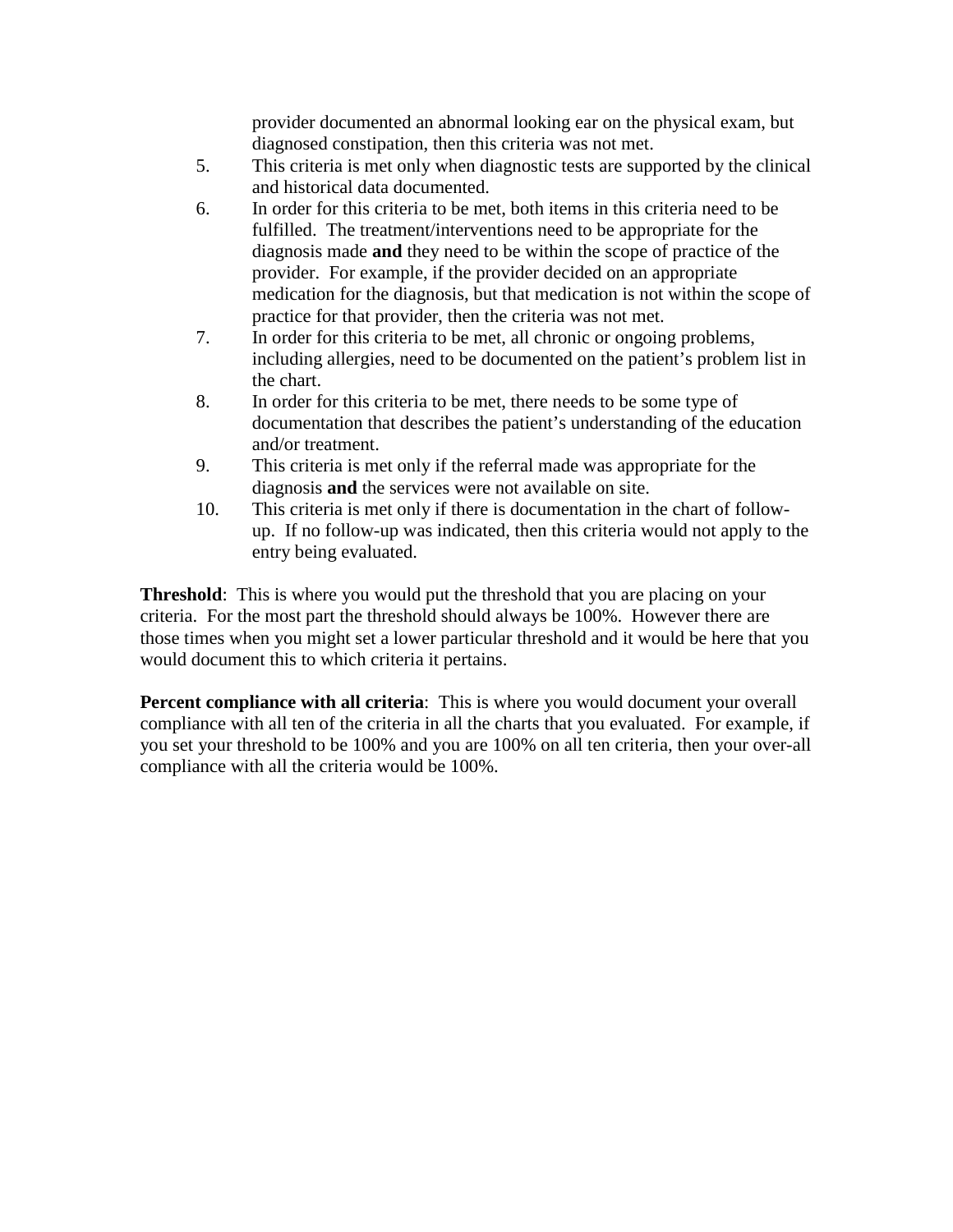provider documented an abnormal looking ear on the physical exam, but diagnosed constipation, then this criteria was not met.

5. This criteria is met only when diagnostic tests are supported by the clinical and historical data documented.
6. In order for this criteria to be met, both items in this criteria need to be fulfilled. The treatment/interventions need to be appropriate for the diagnosis made **and** they need to be within the scope of practice of the provider. For example, if the provider decided on an appropriate medication for the diagnosis, but that medication is not within the scope of practice for that provider, then the criteria was not met.
7. In order for this criteria to be met, all chronic or ongoing problems, including allergies, need to be documented on the patient's problem list in the chart.
8. In order for this criteria to be met, there needs to be some type of documentation that describes the patient's understanding of the education and/or treatment.
9. This criteria is met only if the referral made was appropriate for the diagnosis **and** the services were not available on site.
10. This criteria is met only if there is documentation in the chart of follow-up. If no follow-up was indicated, then this criteria would not apply to the entry being evaluated.

**Threshold**: This is where you would put the threshold that you are placing on your criteria. For the most part the threshold should always be 100%. However there are those times when you might set a lower particular threshold and it would be here that you would document this to which criteria it pertains.

**Percent compliance with all criteria**: This is where you would document your overall compliance with all ten of the criteria in all the charts that you evaluated. For example, if you set your threshold to be 100% and you are 100% on all ten criteria, then your over-all compliance with all the criteria would be 100%.